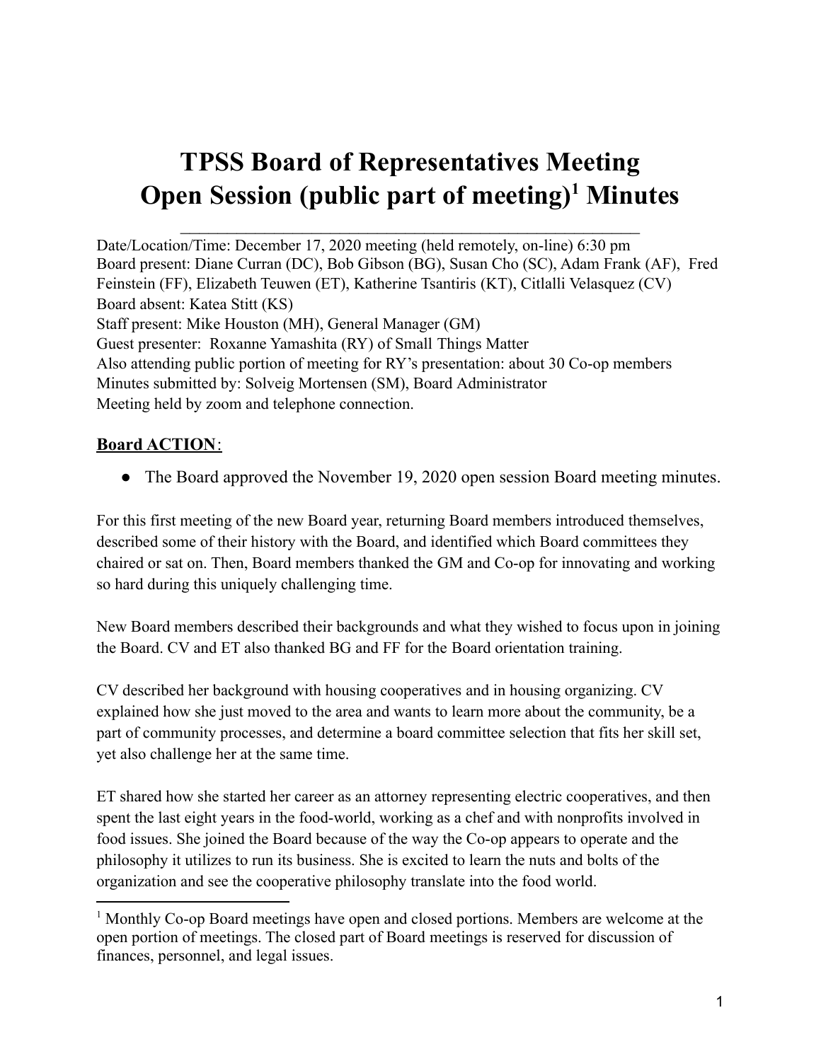# TPSS Board of Representatives Meeting
# Open Session (public part of meeting)[1] Minutes

---

Date/Location/Time: December 17, 2020 meeting (held remotely, on-line) 6:30 pm
Board present: Diane Curran (DC), Bob Gibson (BG), Susan Cho (SC), Adam Frank (AF), Fred Feinstein (FF), Elizabeth Teuwen (ET), Katherine Tsantiris (KT), Citlalli Velasquez (CV)
Board absent: Katea Stitt (KS)
Staff present: Mike Houston (MH), General Manager (GM)
Guest presenter: Roxanne Yamashita (RY) of Small Things Matter
Also attending public portion of meeting for RY's presentation: about 30 Co-op members
Minutes submitted by: Solveig Mortensen (SM), Board Administrator
Meeting held by zoom and telephone connection.

**Board ACTION**:

- The Board approved the November 19, 2020 open session Board meeting minutes.

For this first meeting of the new Board year, returning Board members introduced themselves, described some of their history with the Board, and identified which Board committees they chaired or sat on. Then, Board members thanked the GM and Co-op for innovating and working so hard during this uniquely challenging time.

New Board members described their backgrounds and what they wished to focus upon in joining the Board. CV and ET also thanked BG and FF for the Board orientation training.

CV described her background with housing cooperatives and in housing organizing. CV explained how she just moved to the area and wants to learn more about the community, be a part of community processes, and determine a board committee selection that fits her skill set, yet also challenge her at the same time.

ET shared how she started her career as an attorney representing electric cooperatives, and then spent the last eight years in the food-world, working as a chef and with nonprofits involved in food issues. She joined the Board because of the way the Co-op appears to operate and the philosophy it utilizes to run its business. She is excited to learn the nuts and bolts of the organization and see the cooperative philosophy translate into the food world.

---

[1] Monthly Co-op Board meetings have open and closed portions. Members are welcome at the open portion of meetings. The closed part of Board meetings is reserved for discussion of finances, personnel, and legal issues.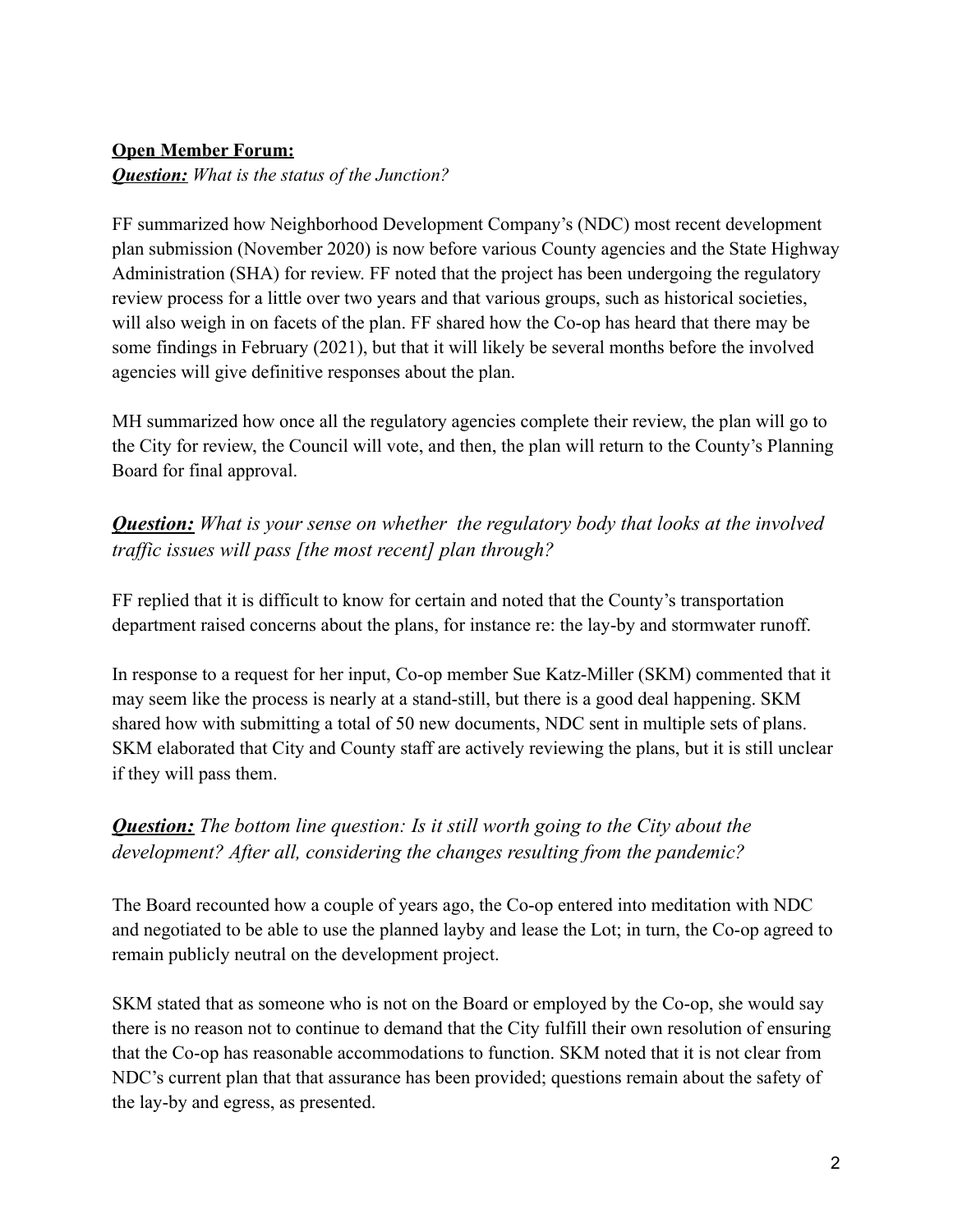**<u>Open Member Forum:</u>**

***<u>Question:</u>*** *What is the status of the Junction?*

FF summarized how Neighborhood Development Company's (NDC) most recent development plan submission (November 2020) is now before various County agencies and the State Highway Administration (SHA) for review. FF noted that the project has been undergoing the regulatory review process for a little over two years and that various groups, such as historical societies, will also weigh in on facets of the plan. FF shared how the Co-op has heard that there may be some findings in February (2021), but that it will likely be several months before the involved agencies will give definitive responses about the plan.

MH summarized how once all the regulatory agencies complete their review, the plan will go to the City for review, the Council will vote, and then, the plan will return to the County's Planning Board for final approval.

***<u>Question:</u>*** *What is your sense on whether the regulatory body that looks at the involved traffic issues will pass [the most recent] plan through?*

FF replied that it is difficult to know for certain and noted that the County's transportation department raised concerns about the plans, for instance re: the lay-by and stormwater runoff.

In response to a request for her input, Co-op member Sue Katz-Miller (SKM) commented that it may seem like the process is nearly at a stand-still, but there is a good deal happening. SKM shared how with submitting a total of 50 new documents, NDC sent in multiple sets of plans. SKM elaborated that City and County staff are actively reviewing the plans, but it is still unclear if they will pass them.

***<u>Question:</u>*** *The bottom line question: Is it still worth going to the City about the development? After all, considering the changes resulting from the pandemic?*

The Board recounted how a couple of years ago, the Co-op entered into meditation with NDC and negotiated to be able to use the planned layby and lease the Lot; in turn, the Co-op agreed to remain publicly neutral on the development project.

SKM stated that as someone who is not on the Board or employed by the Co-op, she would say there is no reason not to continue to demand that the City fulfill their own resolution of ensuring that the Co-op has reasonable accommodations to function. SKM noted that it is not clear from NDC's current plan that that assurance has been provided; questions remain about the safety of the lay-by and egress, as presented.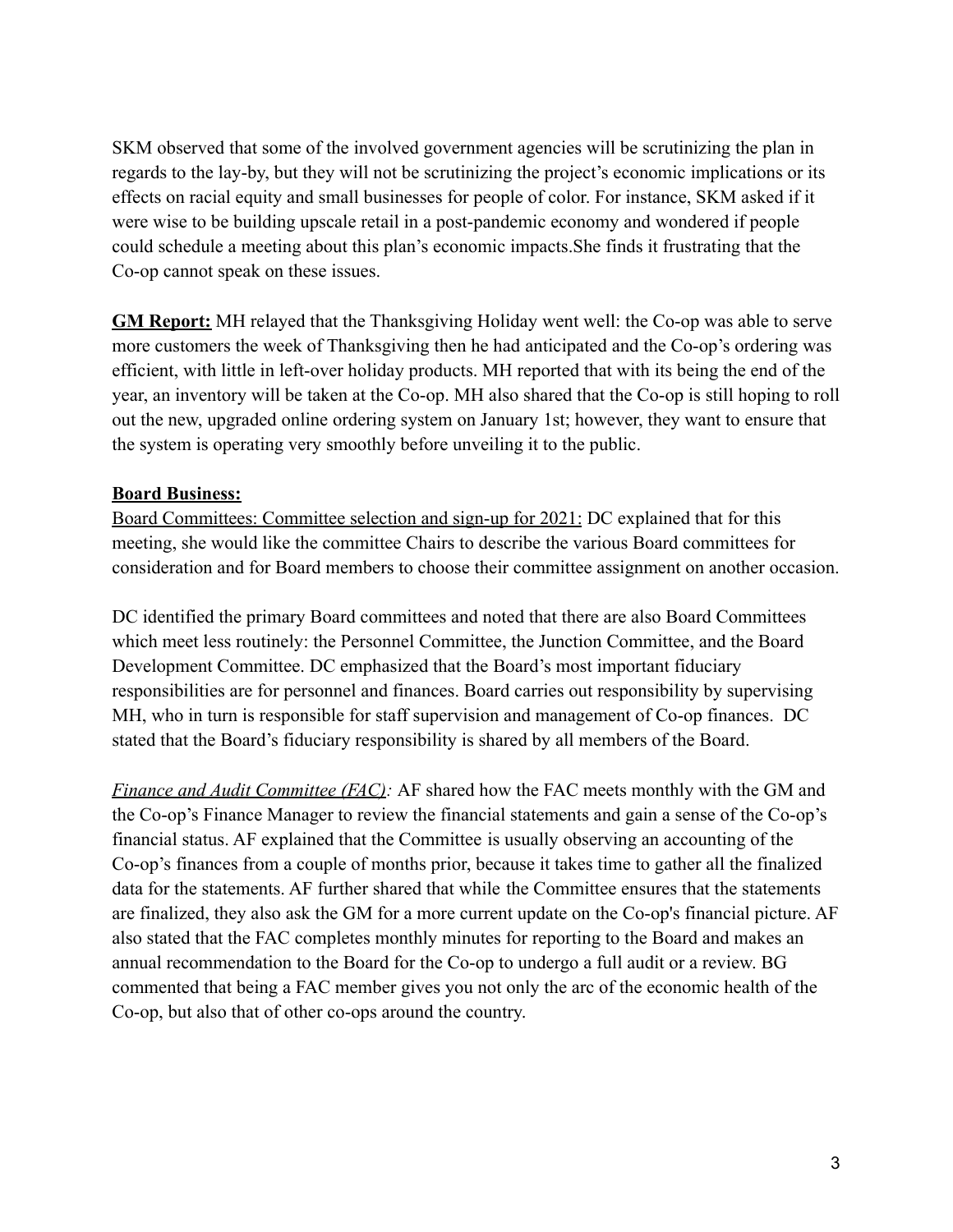SKM observed that some of the involved government agencies will be scrutinizing the plan in regards to the lay-by, but they will not be scrutinizing the project's economic implications or its effects on racial equity and small businesses for people of color. For instance, SKM asked if it were wise to be building upscale retail in a post-pandemic economy and wondered if people could schedule a meeting about this plan's economic impacts.She finds it frustrating that the Co-op cannot speak on these issues.

**GM Report:** MH relayed that the Thanksgiving Holiday went well: the Co-op was able to serve more customers the week of Thanksgiving then he had anticipated and the Co-op's ordering was efficient, with little in left-over holiday products. MH reported that with its being the end of the year, an inventory will be taken at the Co-op. MH also shared that the Co-op is still hoping to roll out the new, upgraded online ordering system on January 1st; however, they want to ensure that the system is operating very smoothly before unveiling it to the public.

**Board Business:**

Board Committees: Committee selection and sign-up for 2021: DC explained that for this meeting, she would like the committee Chairs to describe the various Board committees for consideration and for Board members to choose their committee assignment on another occasion.

DC identified the primary Board committees and noted that there are also Board Committees which meet less routinely: the Personnel Committee, the Junction Committee, and the Board Development Committee. DC emphasized that the Board's most important fiduciary responsibilities are for personnel and finances. Board carries out responsibility by supervising MH, who in turn is responsible for staff supervision and management of Co-op finances. DC stated that the Board's fiduciary responsibility is shared by all members of the Board.

*Finance and Audit Committee (FAC):* AF shared how the FAC meets monthly with the GM and the Co-op's Finance Manager to review the financial statements and gain a sense of the Co-op's financial status. AF explained that the Committee is usually observing an accounting of the Co-op's finances from a couple of months prior, because it takes time to gather all the finalized data for the statements. AF further shared that while the Committee ensures that the statements are finalized, they also ask the GM for a more current update on the Co-op's financial picture. AF also stated that the FAC completes monthly minutes for reporting to the Board and makes an annual recommendation to the Board for the Co-op to undergo a full audit or a review. BG commented that being a FAC member gives you not only the arc of the economic health of the Co-op, but also that of other co-ops around the country.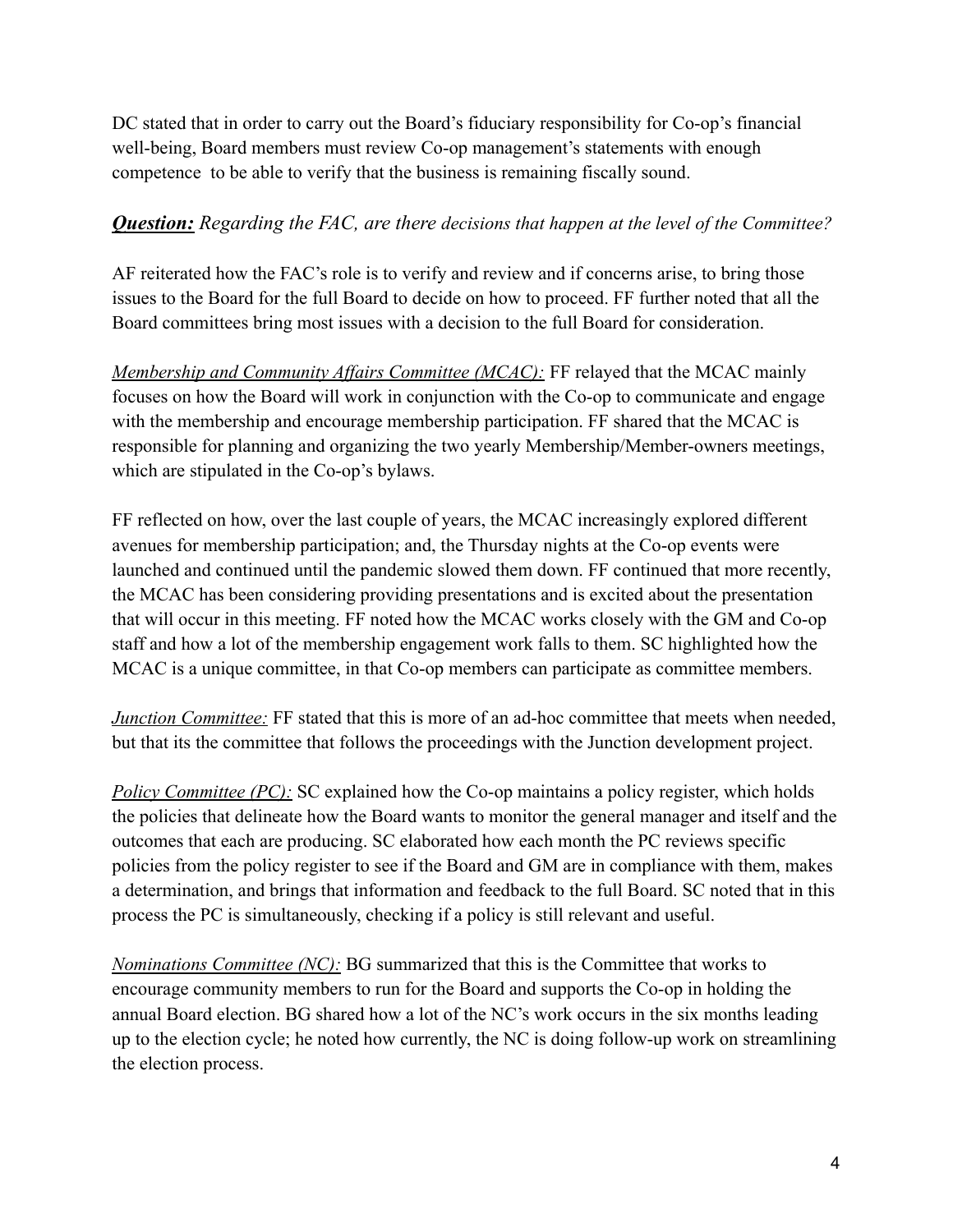DC stated that in order to carry out the Board's fiduciary responsibility for Co-op's financial well-being, Board members must review Co-op management's statements with enough competence  to be able to verify that the business is remaining fiscally sound.

***Question:*** *Regarding the FAC, are there decisions that happen at the level of the Committee?*

AF reiterated how the FAC's role is to verify and review and if concerns arise, to bring those issues to the Board for the full Board to decide on how to proceed. FF further noted that all the Board committees bring most issues with a decision to the full Board for consideration.

*Membership and Community Affairs Committee (MCAC):* FF relayed that the MCAC mainly focuses on how the Board will work in conjunction with the Co-op to communicate and engage with the membership and encourage membership participation. FF shared that the MCAC is responsible for planning and organizing the two yearly Membership/Member-owners meetings, which are stipulated in the Co-op's bylaws.

FF reflected on how, over the last couple of years, the MCAC increasingly explored different avenues for membership participation; and, the Thursday nights at the Co-op events were launched and continued until the pandemic slowed them down. FF continued that more recently, the MCAC has been considering providing presentations and is excited about the presentation that will occur in this meeting. FF noted how the MCAC works closely with the GM and Co-op staff and how a lot of the membership engagement work falls to them. SC highlighted how the MCAC is a unique committee, in that Co-op members can participate as committee members.

*Junction Committee:* FF stated that this is more of an ad-hoc committee that meets when needed, but that its the committee that follows the proceedings with the Junction development project.

*Policy Committee (PC):* SC explained how the Co-op maintains a policy register, which holds the policies that delineate how the Board wants to monitor the general manager and itself and the outcomes that each are producing. SC elaborated how each month the PC reviews specific policies from the policy register to see if the Board and GM are in compliance with them, makes a determination, and brings that information and feedback to the full Board. SC noted that in this process the PC is simultaneously, checking if a policy is still relevant and useful.

*Nominations Committee (NC):* BG summarized that this is the Committee that works to encourage community members to run for the Board and supports the Co-op in holding the annual Board election. BG shared how a lot of the NC's work occurs in the six months leading up to the election cycle; he noted how currently, the NC is doing follow-up work on streamlining the election process.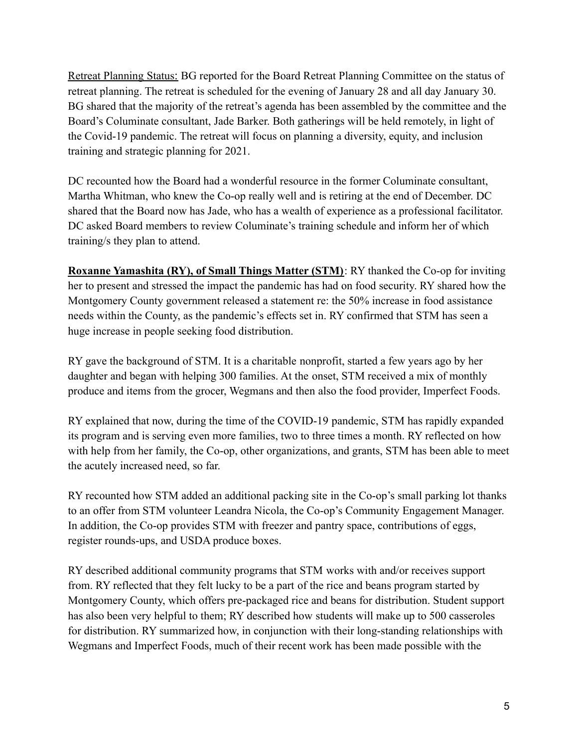<u>Retreat Planning Status:</u> BG reported for the Board Retreat Planning Committee on the status of retreat planning. The retreat is scheduled for the evening of January 28 and all day January 30. BG shared that the majority of the retreat's agenda has been assembled by the committee and the Board's Columinate consultant, Jade Barker. Both gatherings will be held remotely, in light of the Covid-19 pandemic. The retreat will focus on planning a diversity, equity, and inclusion training and strategic planning for 2021.

DC recounted how the Board had a wonderful resource in the former Columinate consultant, Martha Whitman, who knew the Co-op really well and is retiring at the end of December. DC shared that the Board now has Jade, who has a wealth of experience as a professional facilitator. DC asked Board members to review Columinate's training schedule and inform her of which training/s they plan to attend.

<u>**Roxanne Yamashita (RY), of Small Things Matter (STM)**</u>: RY thanked the Co-op for inviting her to present and stressed the impact the pandemic has had on food security. RY shared how the Montgomery County government released a statement re: the 50% increase in food assistance needs within the County, as the pandemic's effects set in. RY confirmed that STM has seen a huge increase in people seeking food distribution.

RY gave the background of STM. It is a charitable nonprofit, started a few years ago by her daughter and began with helping 300 families. At the onset, STM received a mix of monthly produce and items from the grocer, Wegmans and then also the food provider, Imperfect Foods.

RY explained that now, during the time of the COVID-19 pandemic, STM has rapidly expanded its program and is serving even more families, two to three times a month. RY reflected on how with help from her family, the Co-op, other organizations, and grants, STM has been able to meet the acutely increased need, so far.

RY recounted how STM added an additional packing site in the Co-op's small parking lot thanks to an offer from STM volunteer Leandra Nicola, the Co-op's Community Engagement Manager. In addition, the Co-op provides STM with freezer and pantry space, contributions of eggs, register rounds-ups, and USDA produce boxes.

RY described additional community programs that STM works with and/or receives support from. RY reflected that they felt lucky to be a part of the rice and beans program started by Montgomery County, which offers pre-packaged rice and beans for distribution. Student support has also been very helpful to them; RY described how students will make up to 500 casseroles for distribution. RY summarized how, in conjunction with their long-standing relationships with Wegmans and Imperfect Foods, much of their recent work has been made possible with the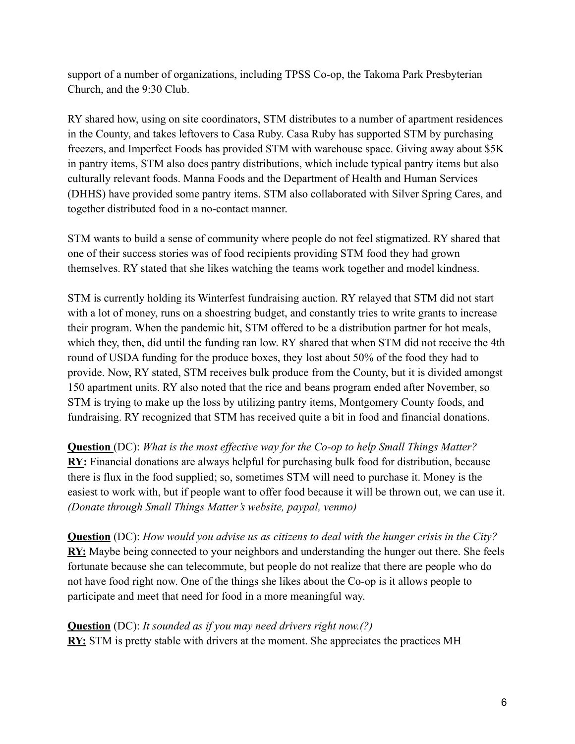support of a number of organizations, including TPSS Co-op, the Takoma Park Presbyterian Church, and the 9:30 Club.

RY shared how, using on site coordinators, STM distributes to a number of apartment residences in the County, and takes leftovers to Casa Ruby. Casa Ruby has supported STM by purchasing freezers, and Imperfect Foods has provided STM with warehouse space. Giving away about $5K in pantry items, STM also does pantry distributions, which include typical pantry items but also culturally relevant foods. Manna Foods and the Department of Health and Human Services (DHHS) have provided some pantry items. STM also collaborated with Silver Spring Cares, and together distributed food in a no-contact manner.

STM wants to build a sense of community where people do not feel stigmatized. RY shared that one of their success stories was of food recipients providing STM food they had grown themselves. RY stated that she likes watching the teams work together and model kindness.

STM is currently holding its Winterfest fundraising auction. RY relayed that STM did not start with a lot of money, runs on a shoestring budget, and constantly tries to write grants to increase their program. When the pandemic hit, STM offered to be a distribution partner for hot meals, which they, then, did until the funding ran low. RY shared that when STM did not receive the 4th round of USDA funding for the produce boxes, they lost about 50% of the food they had to provide. Now, RY stated, STM receives bulk produce from the County, but it is divided amongst 150 apartment units. RY also noted that the rice and beans program ended after November, so STM is trying to make up the loss by utilizing pantry items, Montgomery County foods, and fundraising. RY recognized that STM has received quite a bit in food and financial donations.

**Question** (DC): *What is the most effective way for the Co-op to help Small Things Matter?*
**RY:** Financial donations are always helpful for purchasing bulk food for distribution, because there is flux in the food supplied; so, sometimes STM will need to purchase it. Money is the easiest to work with, but if people want to offer food because it will be thrown out, we can use it. *(Donate through Small Things Matter's website, paypal, venmo)*

**Question** (DC): *How would you advise us as citizens to deal with the hunger crisis in the City?*
**RY:** Maybe being connected to your neighbors and understanding the hunger out there. She feels fortunate because she can telecommute, but people do not realize that there are people who do not have food right now. One of the things she likes about the Co-op is it allows people to participate and meet that need for food in a more meaningful way.

**Question** (DC): *It sounded as if you may need drivers right now.(?)*
**RY:** STM is pretty stable with drivers at the moment. She appreciates the practices MH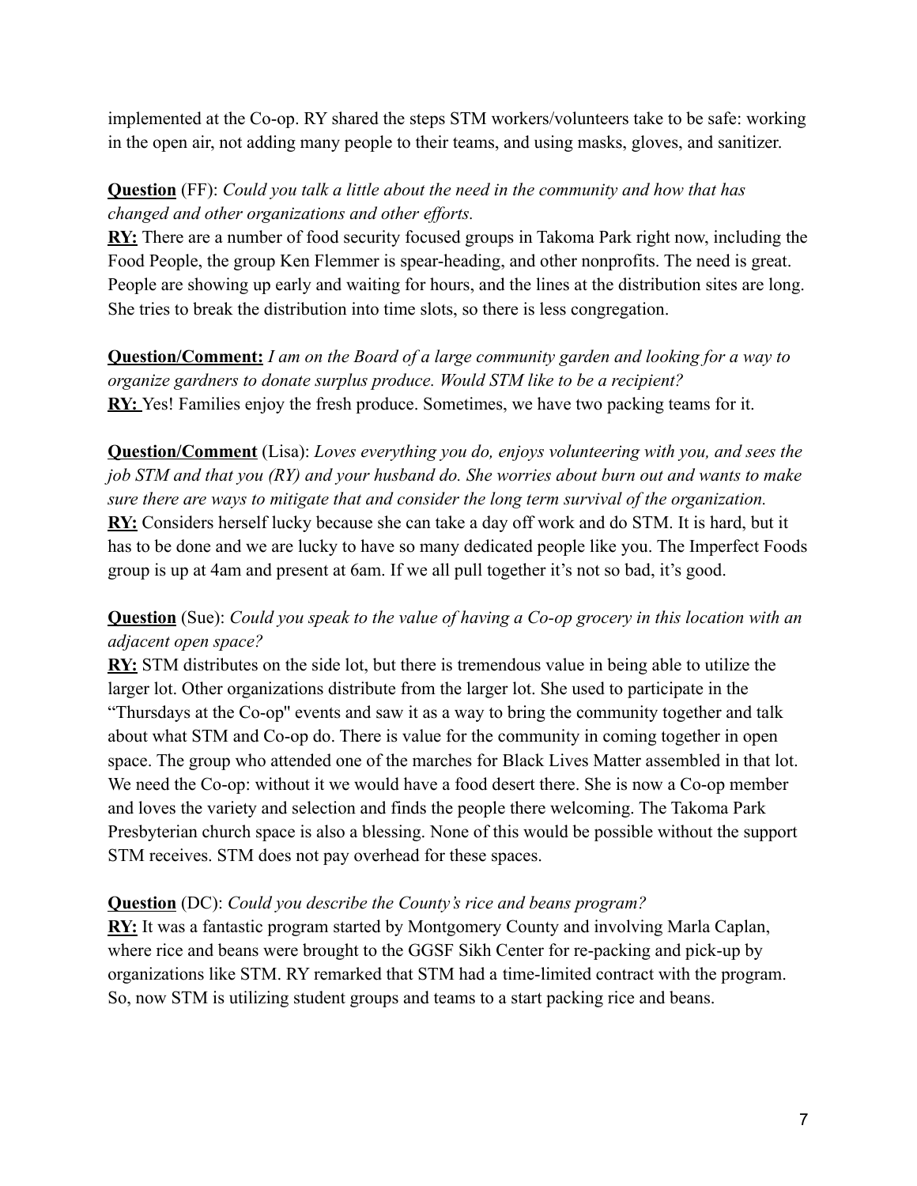implemented at the Co-op. RY shared the steps STM workers/volunteers take to be safe: working in the open air, not adding many people to their teams, and using masks, gloves, and sanitizer.

**Question** (FF): *Could you talk a little about the need in the community and how that has changed and other organizations and other efforts.*
**RY:** There are a number of food security focused groups in Takoma Park right now, including the Food People, the group Ken Flemmer is spear-heading, and other nonprofits. The need is great. People are showing up early and waiting for hours, and the lines at the distribution sites are long. She tries to break the distribution into time slots, so there is less congregation.

**Question/Comment:** *I am on the Board of a large community garden and looking for a way to organize gardners to donate surplus produce. Would STM like to be a recipient?*
**RY:** Yes! Families enjoy the fresh produce. Sometimes, we have two packing teams for it.

**Question/Comment** (Lisa): *Loves everything you do, enjoys volunteering with you, and sees the job STM and that you (RY) and your husband do. She worries about burn out and wants to make sure there are ways to mitigate that and consider the long term survival of the organization.*
**RY:** Considers herself lucky because she can take a day off work and do STM. It is hard, but it has to be done and we are lucky to have so many dedicated people like you. The Imperfect Foods group is up at 4am and present at 6am. If we all pull together it's not so bad, it's good.

**Question** (Sue): *Could you speak to the value of having a Co-op grocery in this location with an adjacent open space?*
**RY:** STM distributes on the side lot, but there is tremendous value in being able to utilize the larger lot. Other organizations distribute from the larger lot. She used to participate in the "Thursdays at the Co-op" events and saw it as a way to bring the community together and talk about what STM and Co-op do. There is value for the community in coming together in open space. The group who attended one of the marches for Black Lives Matter assembled in that lot. We need the Co-op: without it we would have a food desert there. She is now a Co-op member and loves the variety and selection and finds the people there welcoming. The Takoma Park Presbyterian church space is also a blessing. None of this would be possible without the support STM receives. STM does not pay overhead for these spaces.

**Question** (DC): *Could you describe the County's rice and beans program?*
**RY:** It was a fantastic program started by Montgomery County and involving Marla Caplan, where rice and beans were brought to the GGSF Sikh Center for re-packing and pick-up by organizations like STM. RY remarked that STM had a time-limited contract with the program. So, now STM is utilizing student groups and teams to a start packing rice and beans.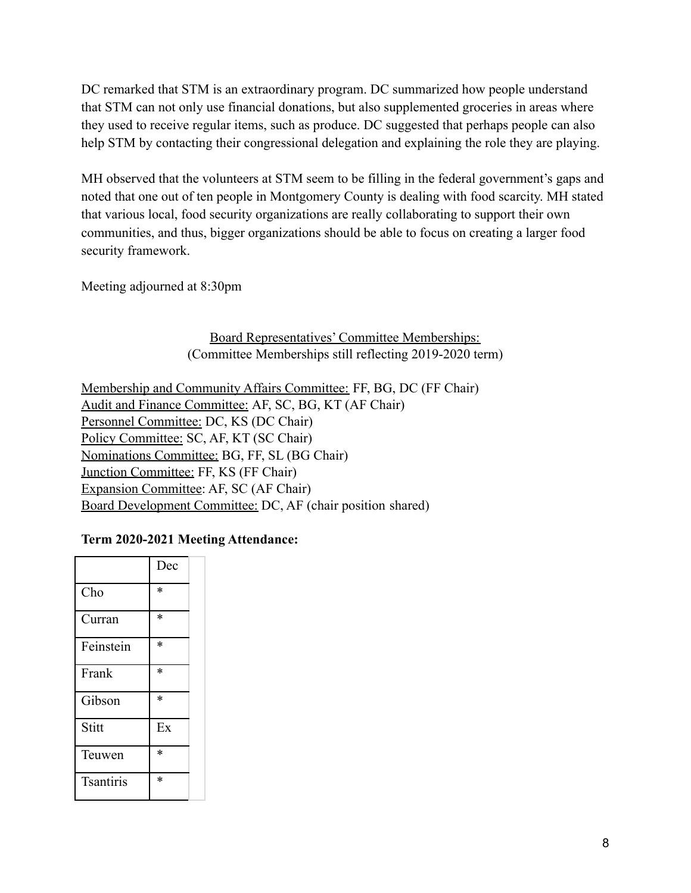DC remarked that STM is an extraordinary program. DC summarized how people understand that STM can not only use financial donations, but also supplemented groceries in areas where they used to receive regular items, such as produce. DC suggested that perhaps people can also help STM by contacting their congressional delegation and explaining the role they are playing.

MH observed that the volunteers at STM seem to be filling in the federal government's gaps and noted that one out of ten people in Montgomery County is dealing with food scarcity. MH stated that various local, food security organizations are really collaborating to support their own communities, and thus, bigger organizations should be able to focus on creating a larger food security framework.

Meeting adjourned at 8:30pm

<u>Board Representatives' Committee Memberships:</u>
(Committee Memberships still reflecting 2019-2020 term)

<u>Membership and Community Affairs Committee:</u> FF, BG, DC (FF Chair)
<u>Audit and Finance Committee:</u> AF, SC, BG, KT (AF Chair)
<u>Personnel Committee:</u> DC, KS (DC Chair)
<u>Policy Committee:</u> SC, AF, KT (SC Chair)
<u>Nominations Committee:</u> BG, FF, SL (BG Chair)
<u>Junction Committee:</u> FF, KS (FF Chair)
<u>Expansion Committee</u>: AF, SC (AF Chair)
<u>Board Development Committee:</u> DC, AF (chair position shared)

**Term 2020-2021 Meeting Attendance:**

| | Dec |
|---|---|
| Cho | * |
| Curran | * |
| Feinstein | * |
| Frank | * |
| Gibson | * |
| Stitt | Ex |
| Teuwen | * |
| Tsantiris | * |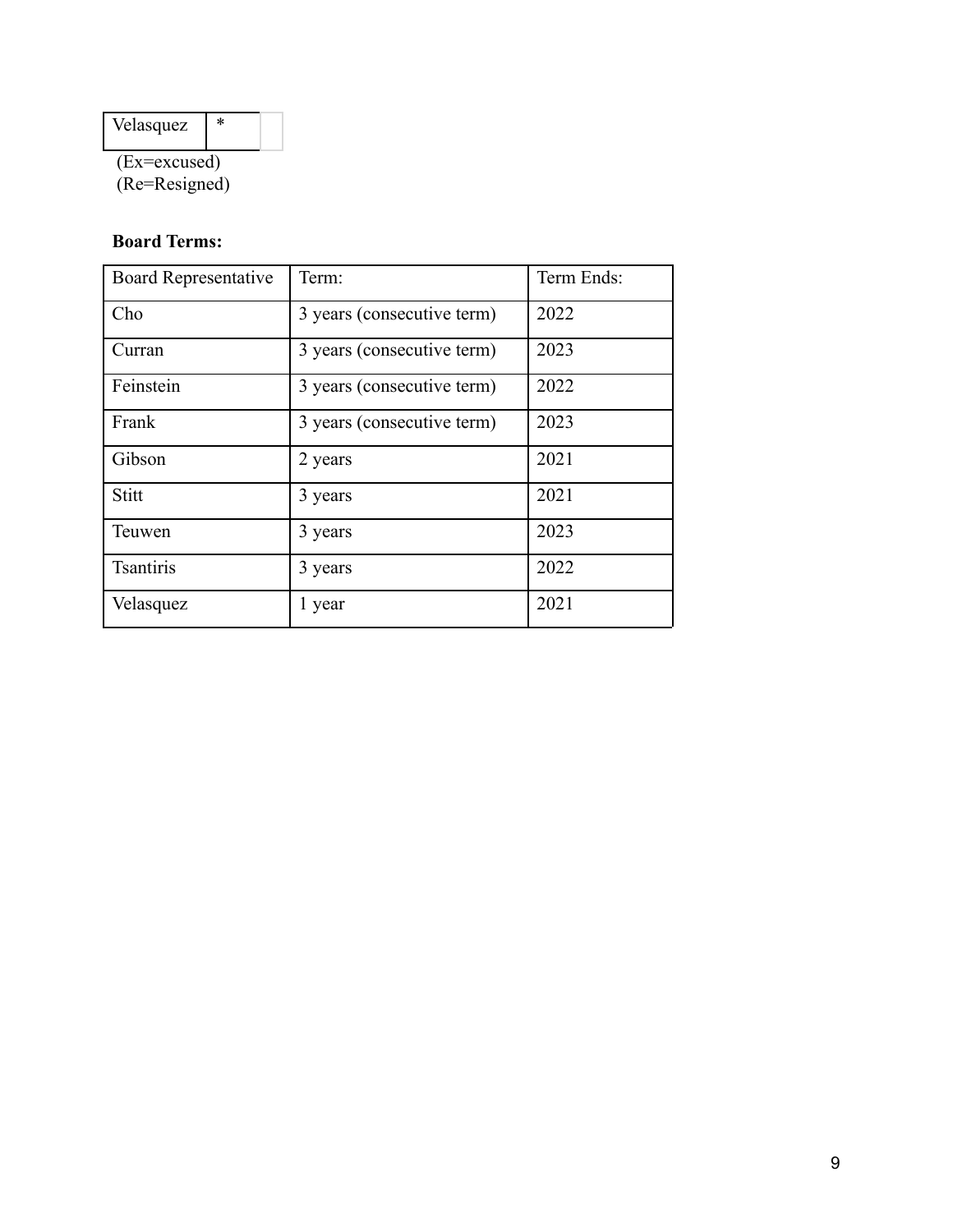| | | |
|---|---|---|
| Velasquez | * | |

(Ex=excused)
(Re=Resigned)

**Board Terms:**

| Board Representative | Term: | Term Ends: |
|---|---|---|
| Cho | 3 years (consecutive term) | 2022 |
| Curran | 3 years (consecutive term) | 2023 |
| Feinstein | 3 years (consecutive term) | 2022 |
| Frank | 3 years (consecutive term) | 2023 |
| Gibson | 2 years | 2021 |
| Stitt | 3 years | 2021 |
| Teuwen | 3 years | 2023 |
| Tsantiris | 3 years | 2022 |
| Velasquez | 1 year | 2021 |